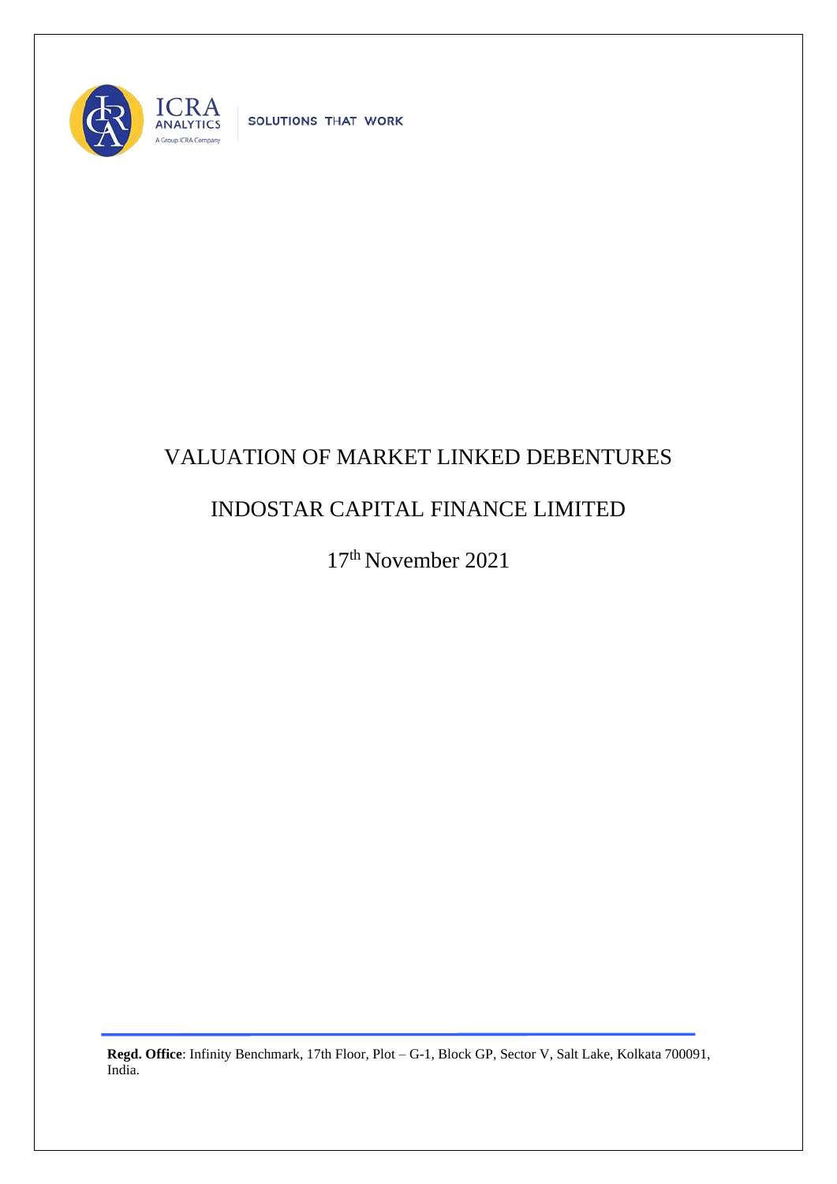ICRA ANALYTICS

A Group ICRA Company

SOLUTIONS THAT WORK

# VALUATION OF MARKET LINKED DEBENTURES

# INDOSTAR CAPITAL FINANCE LIMITED

17th November 2021

**Regd. Office**: Infinity Benchmark, 17th Floor, Plot – G-1, Block GP, Sector V, Salt Lake, Kolkata 700091, India.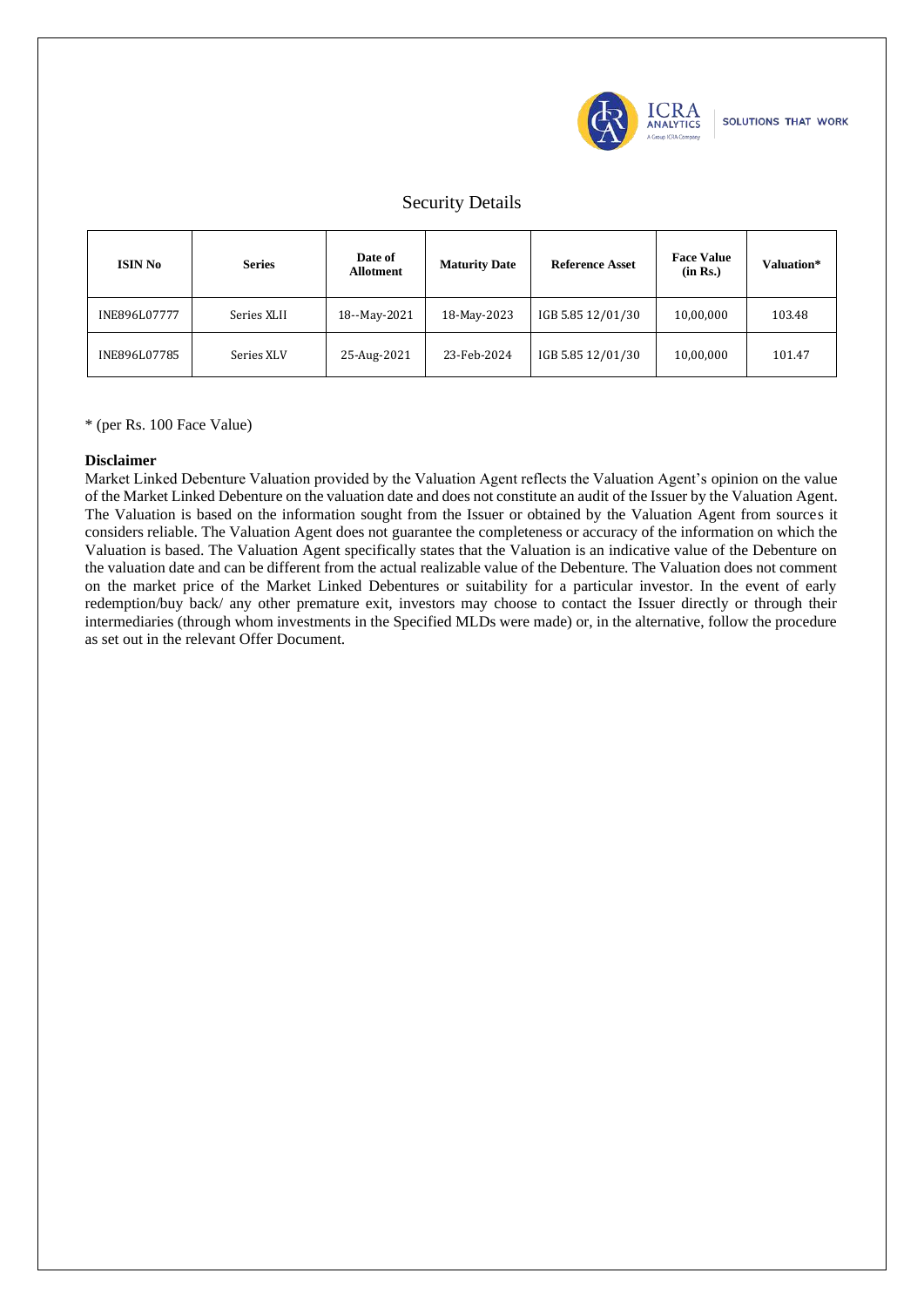## Security Details

| ISIN No | Series | Date of Allotment | Maturity Date | Reference Asset | Face Value (in Rs.) | Valuation* |
|---|---|---|---|---|---|---|
| INE896L07777 | Series XLII | 18--May-2021 | 18-May-2023 | IGB 5.85 12/01/30 | 10,00,000 | 103.48 |
| INE896L07785 | Series XLV | 25-Aug-2021 | 23-Feb-2024 | IGB 5.85 12/01/30 | 10,00,000 | 101.47 |

* (per Rs. 100 Face Value)

**Disclaimer**

Market Linked Debenture Valuation provided by the Valuation Agent reflects the Valuation Agent's opinion on the value of the Market Linked Debenture on the valuation date and does not constitute an audit of the Issuer by the Valuation Agent. The Valuation is based on the information sought from the Issuer or obtained by the Valuation Agent from sources it considers reliable. The Valuation Agent does not guarantee the completeness or accuracy of the information on which the Valuation is based. The Valuation Agent specifically states that the Valuation is an indicative value of the Debenture on the valuation date and can be different from the actual realizable value of the Debenture. The Valuation does not comment on the market price of the Market Linked Debentures or suitability for a particular investor. In the event of early redemption/buy back/ any other premature exit, investors may choose to contact the Issuer directly or through their intermediaries (through whom investments in the Specified MLDs were made) or, in the alternative, follow the procedure as set out in the relevant Offer Document.